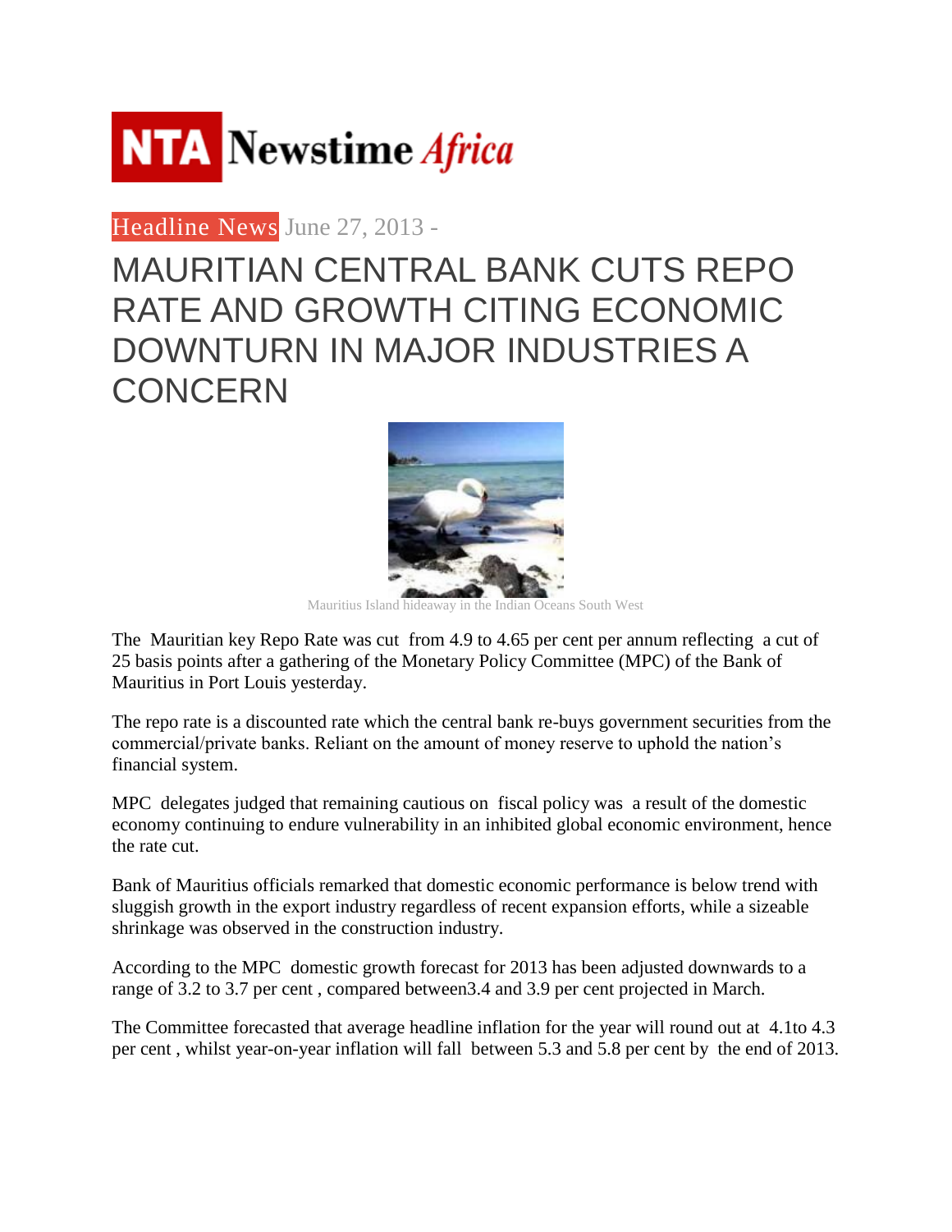NTA Newstime *Africa*

Headline News June 27, 2013 -

# MAURITIAN CENTRAL BANK CUTS REPO RATE AND GROWTH CITING ECONOMIC DOWNTURN IN MAJOR INDUSTRIES A CONCERN

Mauritius Island hideaway in the Indian Oceans South West

The Mauritian key Repo Rate was cut from 4.9 to 4.65 per cent per annum reflecting a cut of 25 basis points after a gathering of the Monetary Policy Committee (MPC) of the Bank of Mauritius in Port Louis yesterday.

The repo rate is a discounted rate which the central bank re-buys government securities from the commercial/private banks. Reliant on the amount of money reserve to uphold the nation's financial system.

MPC delegates judged that remaining cautious on fiscal policy was a result of the domestic economy continuing to endure vulnerability in an inhibited global economic environment, hence the rate cut.

Bank of Mauritius officials remarked that domestic economic performance is below trend with sluggish growth in the export industry regardless of recent expansion efforts, while a sizeable shrinkage was observed in the construction industry.

According to the MPC domestic growth forecast for 2013 has been adjusted downwards to a range of 3.2 to 3.7 per cent , compared between3.4 and 3.9 per cent projected in March.

The Committee forecasted that average headline inflation for the year will round out at 4.1to 4.3 per cent , whilst year-on-year inflation will fall between 5.3 and 5.8 per cent by the end of 2013.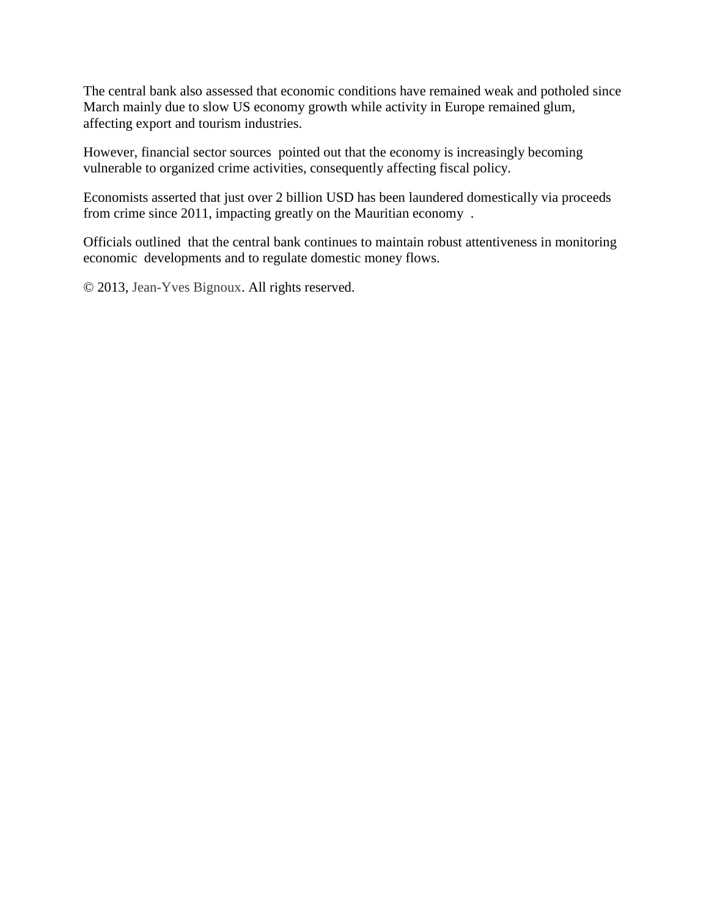The central bank also assessed that economic conditions have remained weak and potholed since March mainly due to slow US economy growth while activity in Europe remained glum, affecting export and tourism industries.

However, financial sector sources pointed out that the economy is increasingly becoming vulnerable to organized crime activities, consequently affecting fiscal policy.

Economists asserted that just over 2 billion USD has been laundered domestically via proceeds from crime since 2011, impacting greatly on the Mauritian economy .

Officials outlined that the central bank continues to maintain robust attentiveness in monitoring economic developments and to regulate domestic money flows.

© 2013, Jean-Yves Bignoux. All rights reserved.